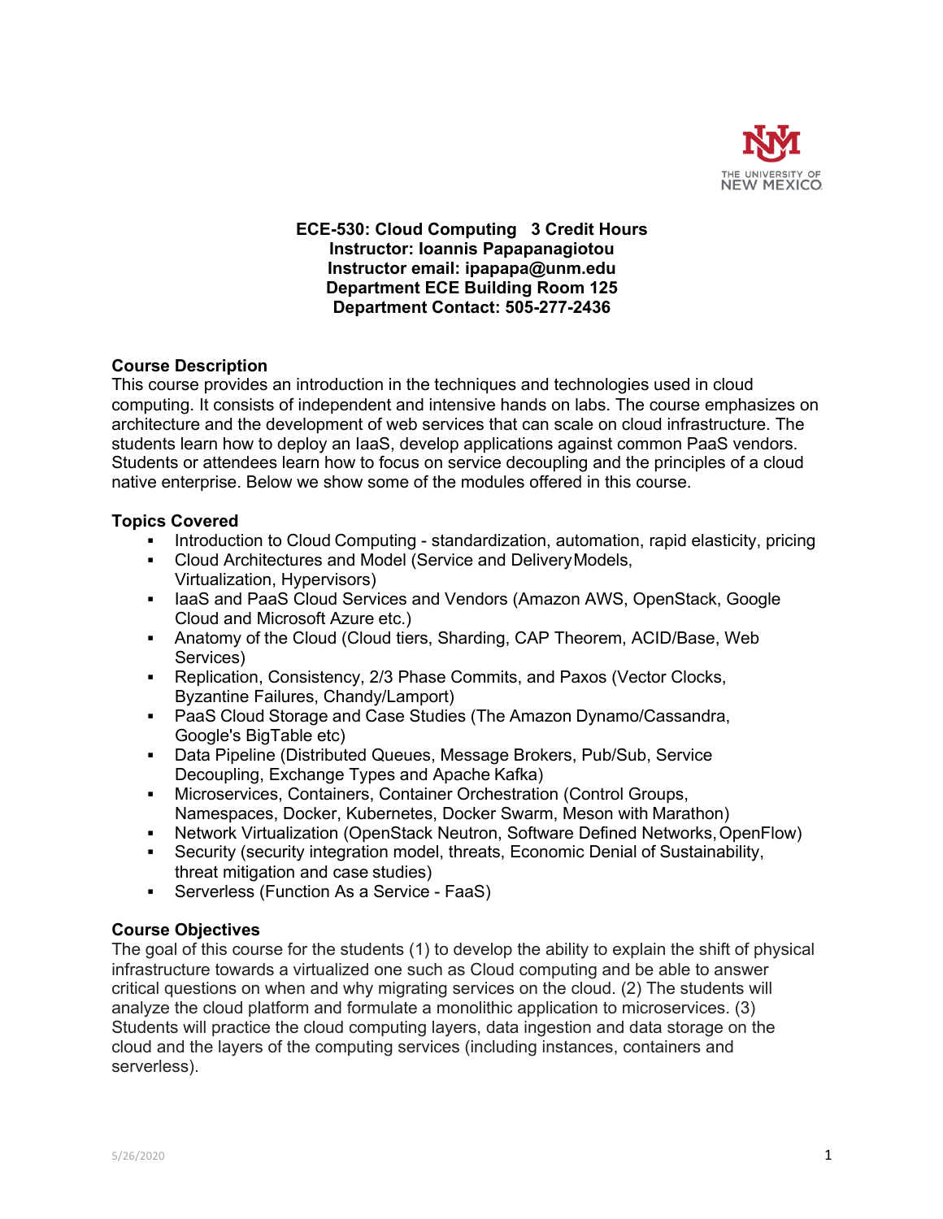**ECE-530: Cloud Computing 3 Credit Hours**
**Instructor: Ioannis Papapanagiotou**
**Instructor email: ipapapa@unm.edu**
**Department ECE Building Room 125**
**Department Contact: 505-277-2436**

## Course Description

This course provides an introduction in the techniques and technologies used in cloud computing. It consists of independent and intensive hands on labs. The course emphasizes on architecture and the development of web services that can scale on cloud infrastructure. The students learn how to deploy an IaaS, develop applications against common PaaS vendors. Students or attendees learn how to focus on service decoupling and the principles of a cloud native enterprise. Below we show some of the modules offered in this course.

## Topics Covered

- Introduction to Cloud Computing - standardization, automation, rapid elasticity, pricing
- Cloud Architectures and Model (Service and Delivery Models, Virtualization, Hypervisors)
- IaaS and PaaS Cloud Services and Vendors (Amazon AWS, OpenStack, Google Cloud and Microsoft Azure etc.)
- Anatomy of the Cloud (Cloud tiers, Sharding, CAP Theorem, ACID/Base, Web Services)
- Replication, Consistency, 2/3 Phase Commits, and Paxos (Vector Clocks, Byzantine Failures, Chandy/Lamport)
- PaaS Cloud Storage and Case Studies (The Amazon Dynamo/Cassandra, Google's BigTable etc)
- Data Pipeline (Distributed Queues, Message Brokers, Pub/Sub, Service Decoupling, Exchange Types and Apache Kafka)
- Microservices, Containers, Container Orchestration (Control Groups, Namespaces, Docker, Kubernetes, Docker Swarm, Meson with Marathon)
- Network Virtualization (OpenStack Neutron, Software Defined Networks, OpenFlow)
- Security (security integration model, threats, Economic Denial of Sustainability, threat mitigation and case studies)
- Serverless (Function As a Service - FaaS)

## Course Objectives

The goal of this course for the students (1) to develop the ability to explain the shift of physical infrastructure towards a virtualized one such as Cloud computing and be able to answer critical questions on when and why migrating services on the cloud. (2) The students will analyze the cloud platform and formulate a monolithic application to microservices. (3) Students will practice the cloud computing layers, data ingestion and data storage on the cloud and the layers of the computing services (including instances, containers and serverless).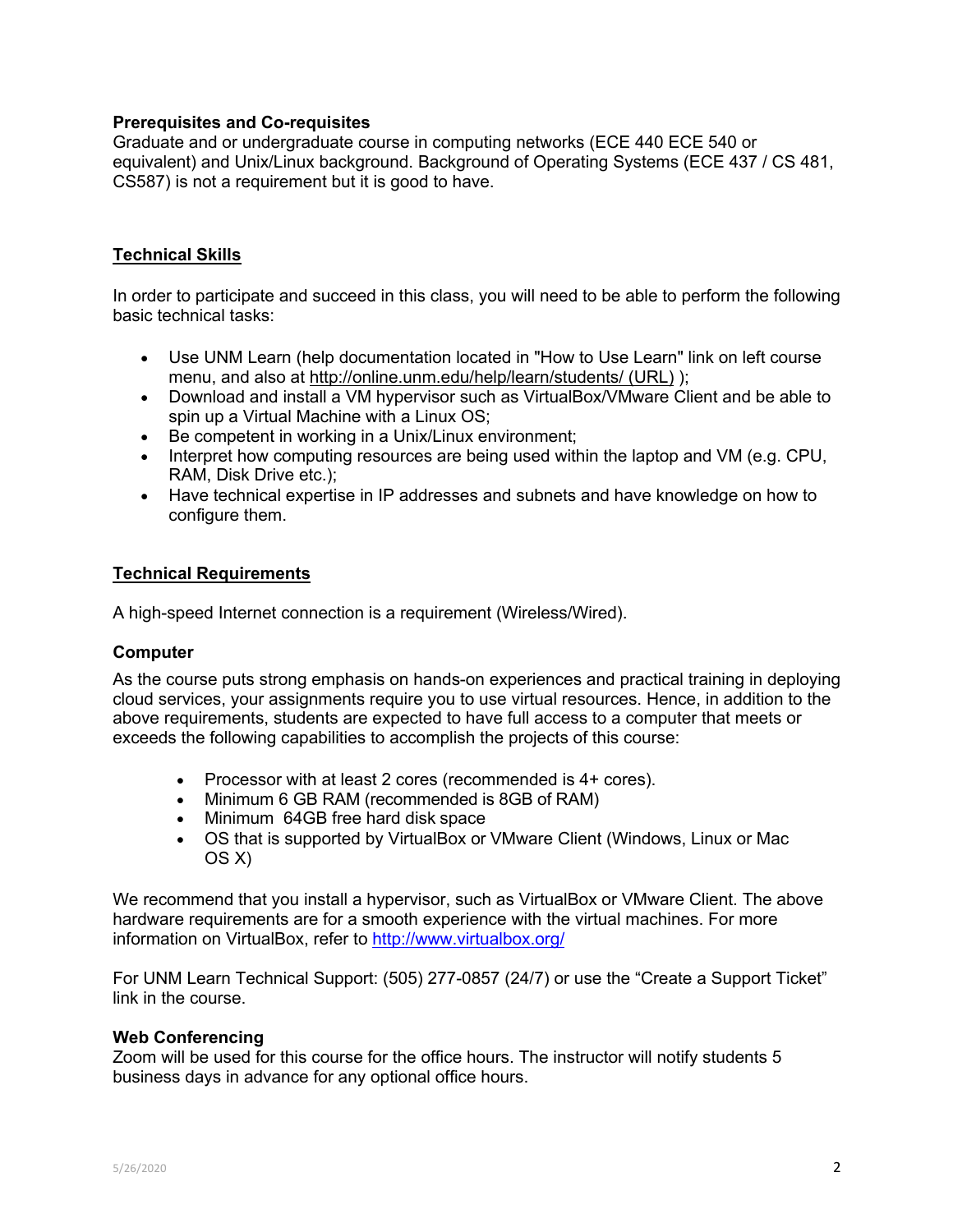**Prerequisites and Co-requisites**
Graduate and or undergraduate course in computing networks (ECE 440 ECE 540 or equivalent) and Unix/Linux background. Background of Operating Systems (ECE 437 / CS 481, CS587) is not a requirement but it is good to have.

## Technical Skills

In order to participate and succeed in this class, you will need to be able to perform the following basic technical tasks:

- Use UNM Learn (help documentation located in "How to Use Learn" link on left course menu, and also at http://online.unm.edu/help/learn/students/ (URL) );
- Download and install a VM hypervisor such as VirtualBox/VMware Client and be able to spin up a Virtual Machine with a Linux OS;
- Be competent in working in a Unix/Linux environment;
- Interpret how computing resources are being used within the laptop and VM (e.g. CPU, RAM, Disk Drive etc.);
- Have technical expertise in IP addresses and subnets and have knowledge on how to configure them.

## Technical Requirements

A high-speed Internet connection is a requirement (Wireless/Wired).

### Computer

As the course puts strong emphasis on hands-on experiences and practical training in deploying cloud services, your assignments require you to use virtual resources. Hence, in addition to the above requirements, students are expected to have full access to a computer that meets or exceeds the following capabilities to accomplish the projects of this course:

- Processor with at least 2 cores (recommended is 4+ cores).
- Minimum 6 GB RAM (recommended is 8GB of RAM)
- Minimum 64GB free hard disk space
- OS that is supported by VirtualBox or VMware Client (Windows, Linux or Mac OS X)

We recommend that you install a hypervisor, such as VirtualBox or VMware Client. The above hardware requirements are for a smooth experience with the virtual machines. For more information on VirtualBox, refer to http://www.virtualbox.org/

For UNM Learn Technical Support: (505) 277-0857 (24/7) or use the "Create a Support Ticket" link in the course.

### Web Conferencing

Zoom will be used for this course for the office hours. The instructor will notify students 5 business days in advance for any optional office hours.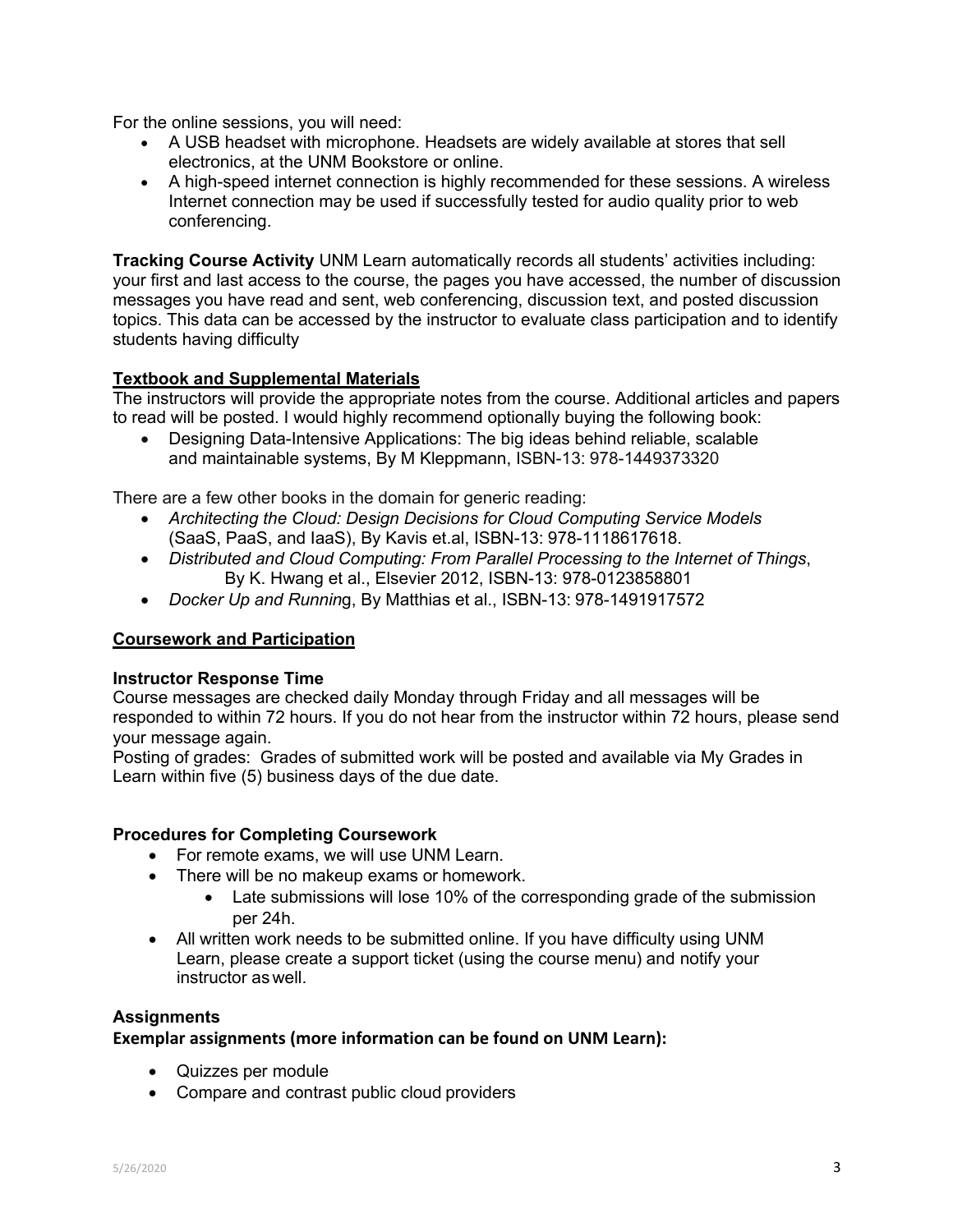For the online sessions, you will need:

- A USB headset with microphone. Headsets are widely available at stores that sell electronics, at the UNM Bookstore or online.
- A high-speed internet connection is highly recommended for these sessions. A wireless Internet connection may be used if successfully tested for audio quality prior to web conferencing.

**Tracking Course Activity** UNM Learn automatically records all students' activities including: your first and last access to the course, the pages you have accessed, the number of discussion messages you have read and sent, web conferencing, discussion text, and posted discussion topics. This data can be accessed by the instructor to evaluate class participation and to identify students having difficulty

## Textbook and Supplemental Materials

The instructors will provide the appropriate notes from the course. Additional articles and papers to read will be posted. I would highly recommend optionally buying the following book:

- Designing Data-Intensive Applications: The big ideas behind reliable, scalable and maintainable systems, By M Kleppmann, ISBN-13: 978-1449373320

There are a few other books in the domain for generic reading:

- *Architecting the Cloud: Design Decisions for Cloud Computing Service Models* (SaaS, PaaS, and IaaS), By Kavis et.al, ISBN-13: 978-1118617618.
- *Distributed and Cloud Computing: From Parallel Processing to the Internet of Things*, By K. Hwang et al., Elsevier 2012, ISBN-13: 978-0123858801
- *Docker Up and Runnin*g, By Matthias et al., ISBN-13: 978-1491917572

## Coursework and Participation

### Instructor Response Time

Course messages are checked daily Monday through Friday and all messages will be responded to within 72 hours. If you do not hear from the instructor within 72 hours, please send your message again.

Posting of grades: Grades of submitted work will be posted and available via My Grades in Learn within five (5) business days of the due date.

### Procedures for Completing Coursework

- For remote exams, we will use UNM Learn.
- There will be no makeup exams or homework.
  - Late submissions will lose 10% of the corresponding grade of the submission per 24h.
- All written work needs to be submitted online. If you have difficulty using UNM Learn, please create a support ticket (using the course menu) and notify your instructor as well.

### Assignments

**Exemplar assignments (more information can be found on UNM Learn):**

- Quizzes per module
- Compare and contrast public cloud providers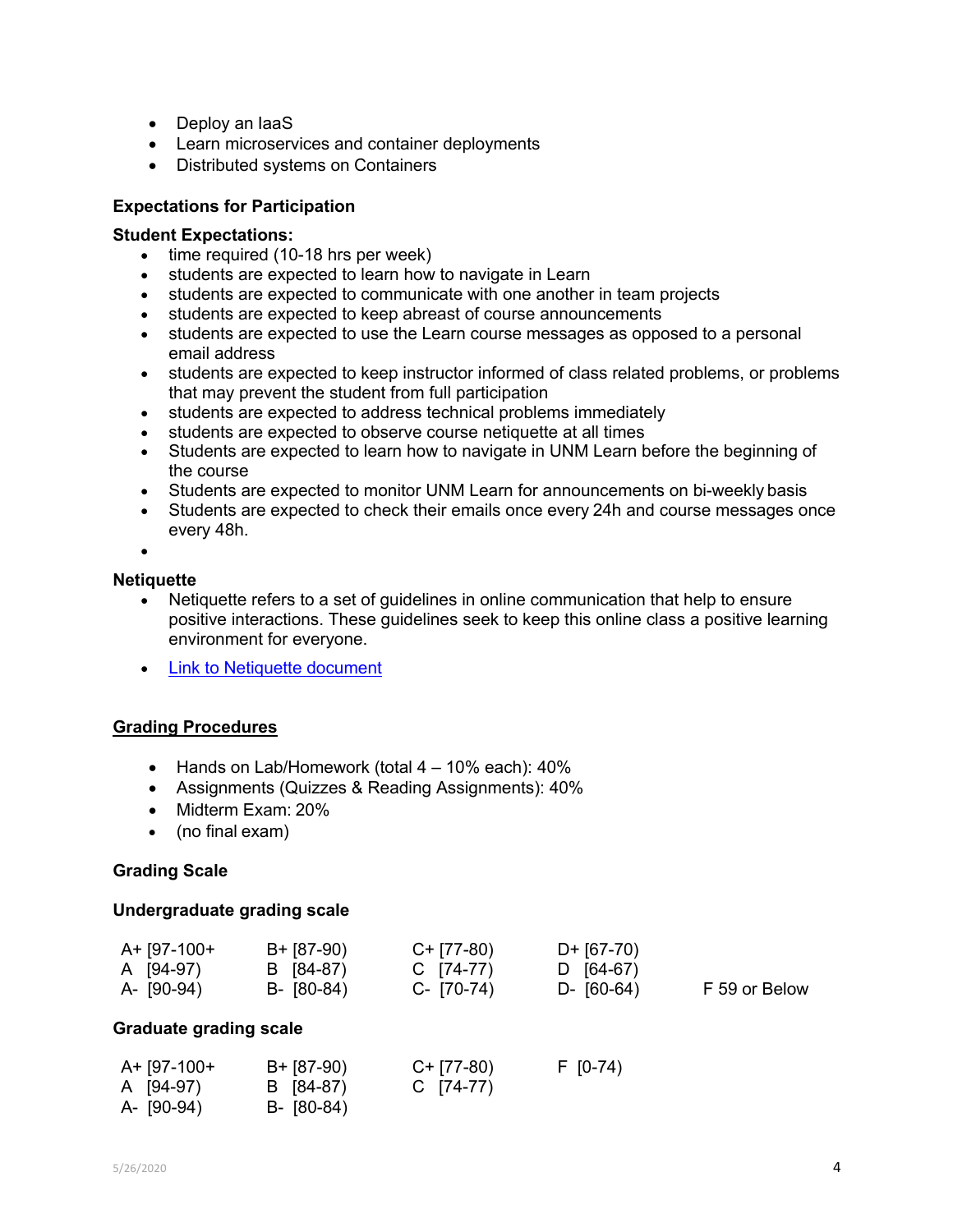- Deploy an IaaS
- Learn microservices and container deployments
- Distributed systems on Containers

### Expectations for Participation

**Student Expectations:**

- time required (10-18 hrs per week)
- students are expected to learn how to navigate in Learn
- students are expected to communicate with one another in team projects
- students are expected to keep abreast of course announcements
- students are expected to use the Learn course messages as opposed to a personal email address
- students are expected to keep instructor informed of class related problems, or problems that may prevent the student from full participation
- students are expected to address technical problems immediately
- students are expected to observe course netiquette at all times
- Students are expected to learn how to navigate in UNM Learn before the beginning of the course
- Students are expected to monitor UNM Learn for announcements on bi-weekly basis
- Students are expected to check their emails once every 24h and course messages once every 48h.

### Netiquette

- Netiquette refers to a set of guidelines in online communication that help to ensure positive interactions. These guidelines seek to keep this online class a positive learning environment for everyone.
- [Link to Netiquette document]

### Grading Procedures

- Hands on Lab/Homework (total 4 – 10% each): 40%
- Assignments (Quizzes & Reading Assignments): 40%
- Midterm Exam: 20%
- (no final exam)

### Grading Scale

**Undergraduate grading scale**

| | | | | |
|---|---|---|---|---|
| A+ [97-100+ | B+ [87-90) | C+ [77-80) | D+ [67-70) | |
| A [94-97) | B [84-87) | C [74-77) | D [64-67) | |
| A- [90-94) | B- [80-84) | C- [70-74) | D- [60-64) | F 59 or Below |

**Graduate grading scale**

| | | | |
|---|---|---|---|
| A+ [97-100+ | B+ [87-90) | C+ [77-80) | F [0-74) |
| A [94-97) | B [84-87) | C [74-77) | |
| A- [90-94) | B- [80-84) | | |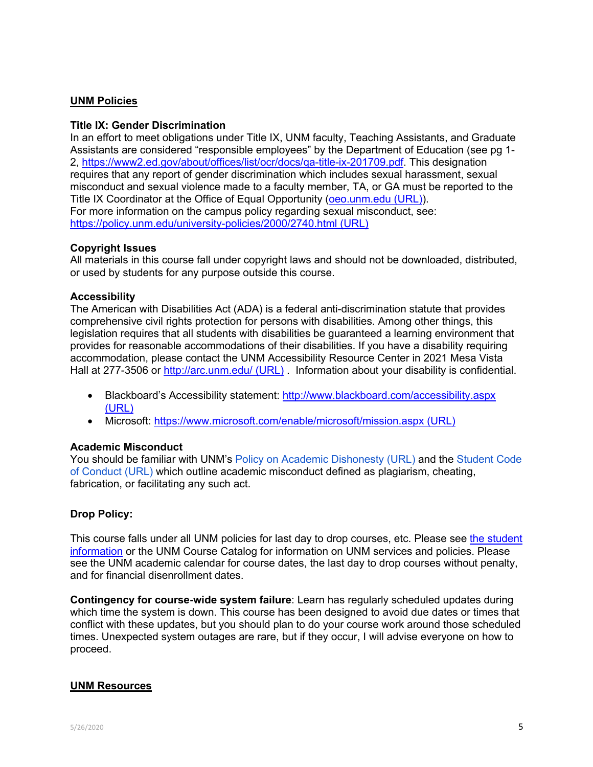## UNM Policies

### Title IX: Gender Discrimination

In an effort to meet obligations under Title IX, UNM faculty, Teaching Assistants, and Graduate Assistants are considered "responsible employees" by the Department of Education (see pg 1-2, https://www2.ed.gov/about/offices/list/ocr/docs/qa-title-ix-201709.pdf. This designation requires that any report of gender discrimination which includes sexual harassment, sexual misconduct and sexual violence made to a faculty member, TA, or GA must be reported to the Title IX Coordinator at the Office of Equal Opportunity (oeo.unm.edu (URL)).
For more information on the campus policy regarding sexual misconduct, see: https://policy.unm.edu/university-policies/2000/2740.html (URL)

### Copyright Issues

All materials in this course fall under copyright laws and should not be downloaded, distributed, or used by students for any purpose outside this course.

### Accessibility

The American with Disabilities Act (ADA) is a federal anti-discrimination statute that provides comprehensive civil rights protection for persons with disabilities. Among other things, this legislation requires that all students with disabilities be guaranteed a learning environment that provides for reasonable accommodations of their disabilities. If you have a disability requiring accommodation, please contact the UNM Accessibility Resource Center in 2021 Mesa Vista Hall at 277-3506 or http://arc.unm.edu/ (URL) . Information about your disability is confidential.

- Blackboard's Accessibility statement: http://www.blackboard.com/accessibility.aspx (URL)
- Microsoft: https://www.microsoft.com/enable/microsoft/mission.aspx (URL)

### Academic Misconduct

You should be familiar with UNM's Policy on Academic Dishonesty (URL) and the Student Code of Conduct (URL) which outline academic misconduct defined as plagiarism, cheating, fabrication, or facilitating any such act.

### Drop Policy:

This course falls under all UNM policies for last day to drop courses, etc. Please see the student information or the UNM Course Catalog for information on UNM services and policies. Please see the UNM academic calendar for course dates, the last day to drop courses without penalty, and for financial disenrollment dates.

**Contingency for course-wide system failure**: Learn has regularly scheduled updates during which time the system is down. This course has been designed to avoid due dates or times that conflict with these updates, but you should plan to do your course work around those scheduled times. Unexpected system outages are rare, but if they occur, I will advise everyone on how to proceed.

## UNM Resources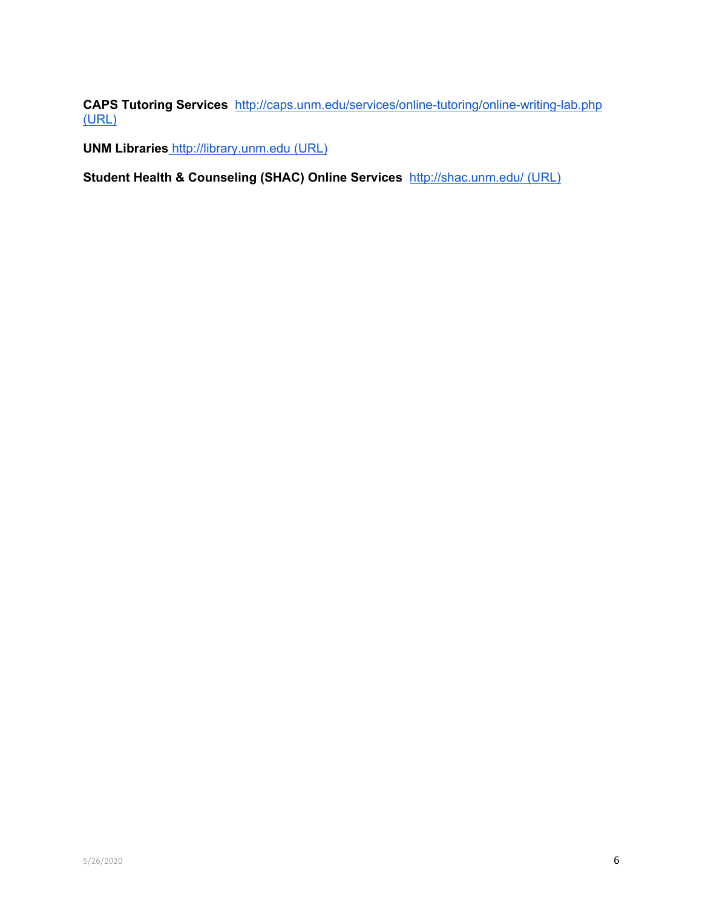**CAPS Tutoring Services** [http://caps.unm.edu/services/online-tutoring/online-writing-lab.php (URL)](http://caps.unm.edu/services/online-tutoring/online-writing-lab.php)

**UNM Libraries** [http://library.unm.edu (URL)](http://library.unm.edu)

**Student Health & Counseling (SHAC) Online Services** [http://shac.unm.edu/ (URL)](http://shac.unm.edu/)